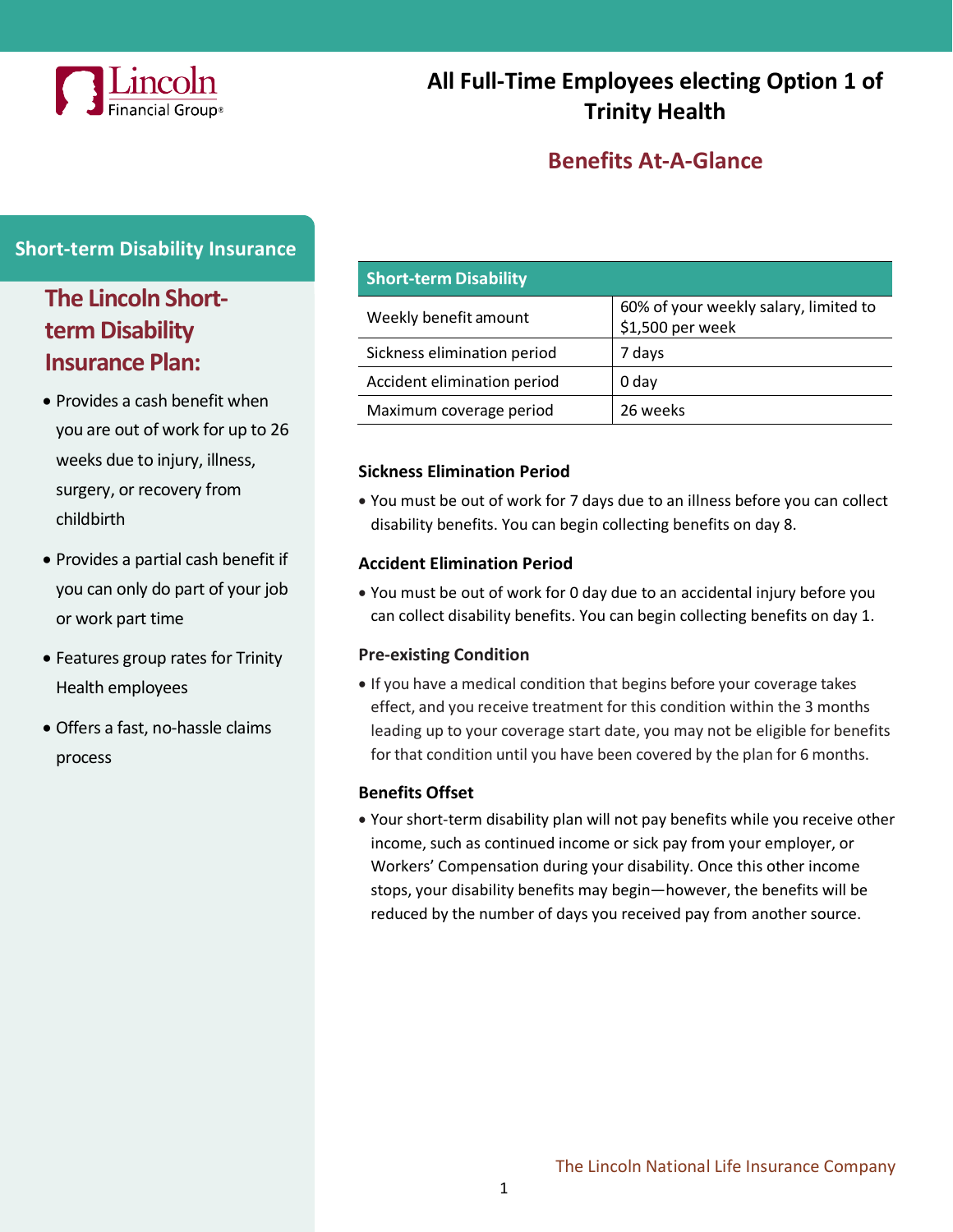# All Full-Time Employees electing Option 1 of Trinity Health

## Benefits At-A-Glance

### Short-term Disability Insurance

### The Lincoln Short-term Disability Insurance Plan:

- Provides a cash benefit when you are out of work for up to 26 weeks due to injury, illness, surgery, or recovery from childbirth
- Provides a partial cash benefit if you can only do part of your job or work part time
- Features group rates for Trinity Health employees
- Offers a fast, no-hassle claims process

| Short-term Disability | |
|---|---|
| Weekly benefit amount | 60% of your weekly salary, limited to $1,500 per week |
| Sickness elimination period | 7 days |
| Accident elimination period | 0 day |
| Maximum coverage period | 26 weeks |

**Sickness Elimination Period**

- You must be out of work for 7 days due to an illness before you can collect disability benefits. You can begin collecting benefits on day 8.

**Accident Elimination Period**

- You must be out of work for 0 day due to an accidental injury before you can collect disability benefits. You can begin collecting benefits on day 1.

**Pre-existing Condition**

- If you have a medical condition that begins before your coverage takes effect, and you receive treatment for this condition within the 3 months leading up to your coverage start date, you may not be eligible for benefits for that condition until you have been covered by the plan for 6 months.

**Benefits Offset**

- Your short-term disability plan will not pay benefits while you receive other income, such as continued income or sick pay from your employer, or Workers' Compensation during your disability. Once this other income stops, your disability benefits may begin—however, the benefits will be reduced by the number of days you received pay from another source.

The Lincoln National Life Insurance Company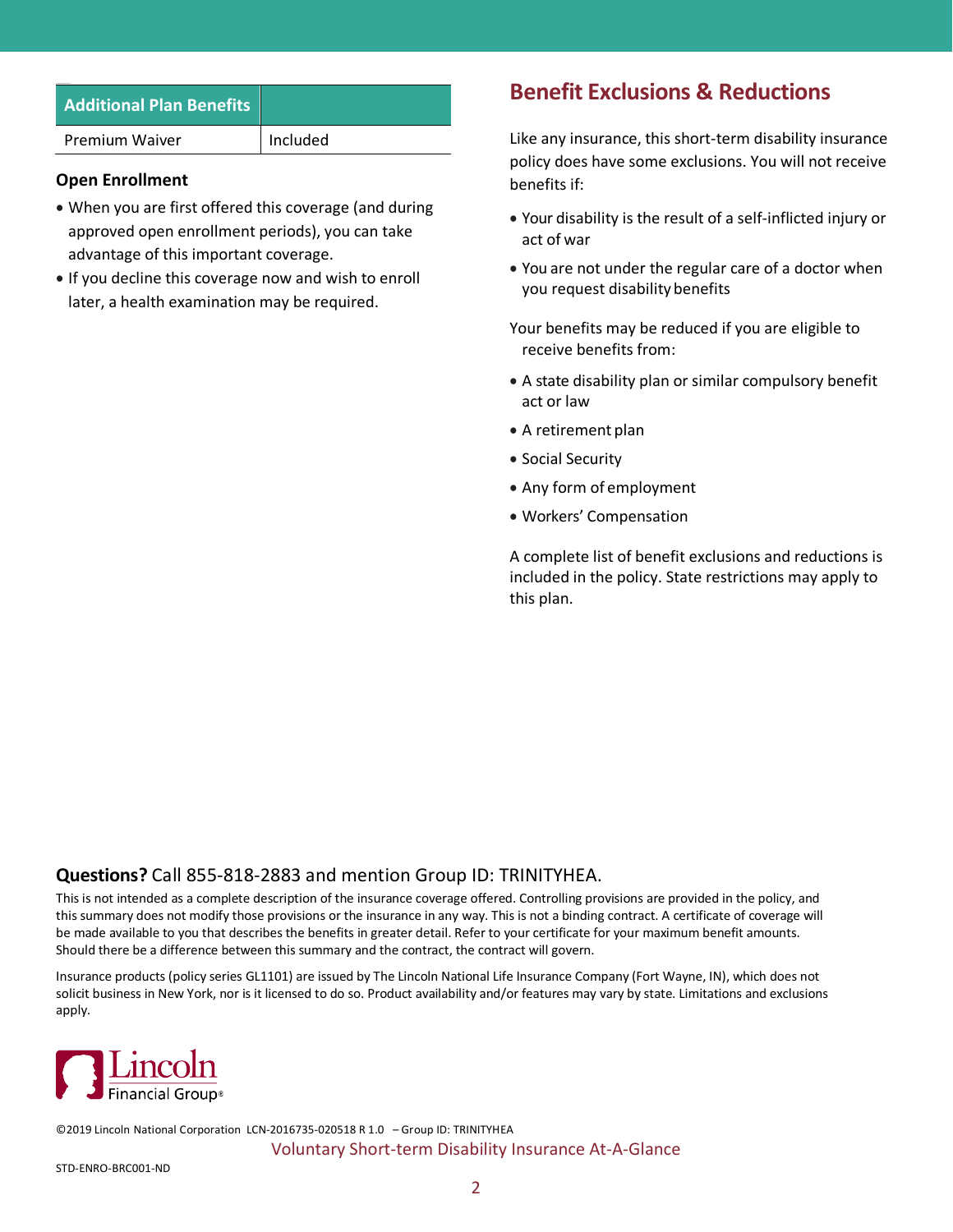| Additional Plan Benefits | |
|---|---|
| Premium Waiver | Included |

**Open Enrollment**

- When you are first offered this coverage (and during approved open enrollment periods), you can take advantage of this important coverage.
- If you decline this coverage now and wish to enroll later, a health examination may be required.

## Benefit Exclusions & Reductions

Like any insurance, this short-term disability insurance policy does have some exclusions. You will not receive benefits if:

- Your disability is the result of a self-inflicted injury or act of war
- You are not under the regular care of a doctor when you request disability benefits

Your benefits may be reduced if you are eligible to receive benefits from:

- A state disability plan or similar compulsory benefit act or law
- A retirement plan
- Social Security
- Any form of employment
- Workers' Compensation

A complete list of benefit exclusions and reductions is included in the policy. State restrictions may apply to this plan.

**Questions?** Call 855-818-2883 and mention Group ID: TRINITYHEA.

This is not intended as a complete description of the insurance coverage offered. Controlling provisions are provided in the policy, and this summary does not modify those provisions or the insurance in any way. This is not a binding contract. A certificate of coverage will be made available to you that describes the benefits in greater detail. Refer to your certificate for your maximum benefit amounts. Should there be a difference between this summary and the contract, the contract will govern.

Insurance products (policy series GL1101) are issued by The Lincoln National Life Insurance Company (Fort Wayne, IN), which does not solicit business in New York, nor is it licensed to do so. Product availability and/or features may vary by state. Limitations and exclusions apply.

Lincoln Financial Group®

©2019 Lincoln National Corporation LCN-2016735-020518 R 1.0 – Group ID: TRINITYHEA

Voluntary Short-term Disability Insurance At-A-Glance

STD-ENRO-BRC001-ND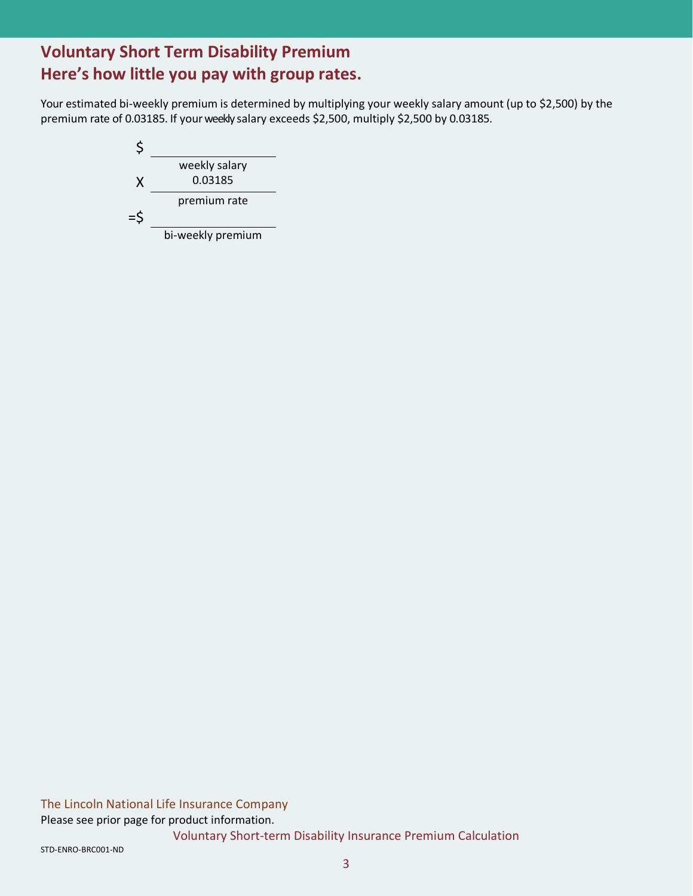## Voluntary Short Term Disability Premium
## Here's how little you pay with group rates.

Your estimated bi-weekly premium is determined by multiplying your weekly salary amount (up to $2,500) by the premium rate of 0.03185. If your weekly salary exceeds $2,500, multiply $2,500 by 0.03185.

$ ____________
weekly salary

X 0.03185
premium rate

=$ ____________
bi-weekly premium

The Lincoln National Life Insurance Company

Please see prior page for product information.

Voluntary Short-term Disability Insurance Premium Calculation

STD-ENRO-BRC001-ND